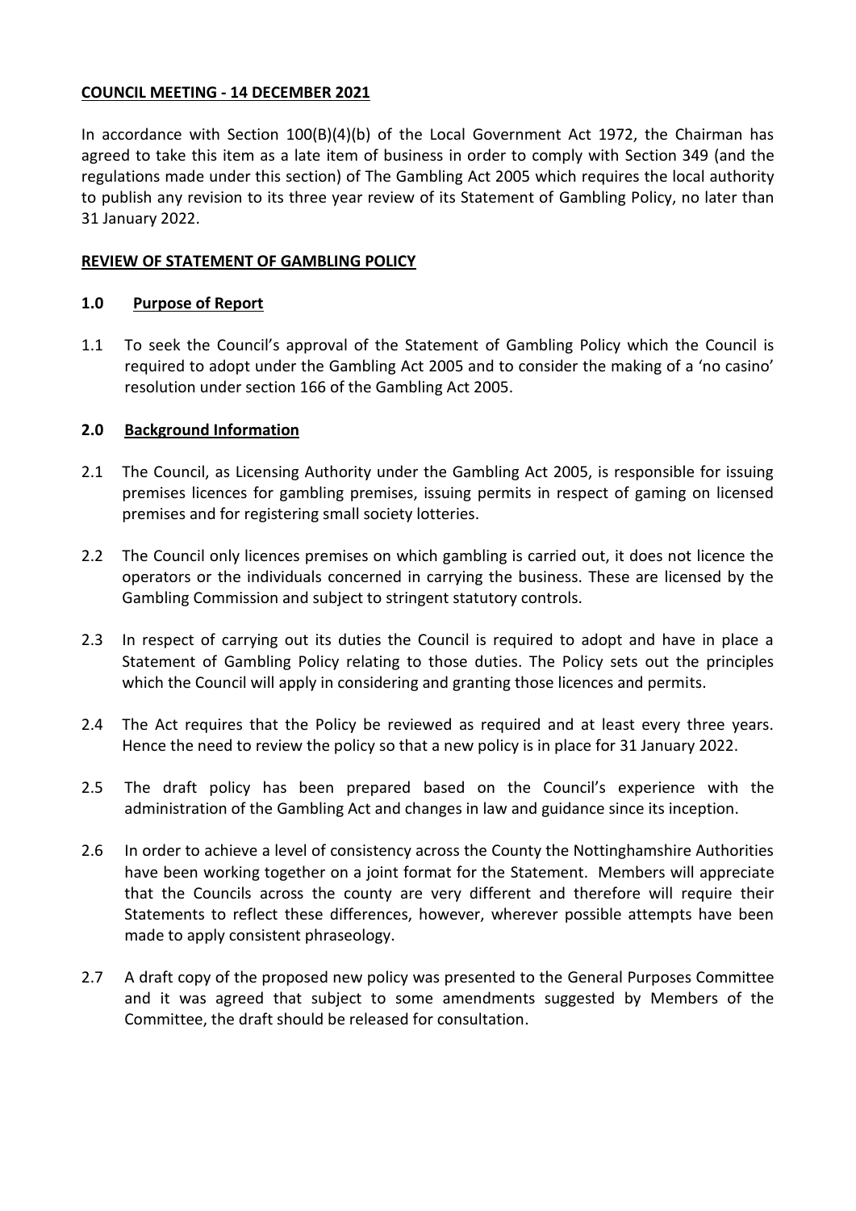**COUNCIL MEETING - 14 DECEMBER 2021**

In accordance with Section 100(B)(4)(b) of the Local Government Act 1972, the Chairman has agreed to take this item as a late item of business in order to comply with Section 349 (and the regulations made under this section) of The Gambling Act 2005 which requires the local authority to publish any revision to its three year review of its Statement of Gambling Policy, no later than 31 January 2022.

**REVIEW OF STATEMENT OF GAMBLING POLICY**

## 1.0 Purpose of Report

1.1 To seek the Council's approval of the Statement of Gambling Policy which the Council is required to adopt under the Gambling Act 2005 and to consider the making of a 'no casino' resolution under section 166 of the Gambling Act 2005.

## 2.0 Background Information

2.1 The Council, as Licensing Authority under the Gambling Act 2005, is responsible for issuing premises licences for gambling premises, issuing permits in respect of gaming on licensed premises and for registering small society lotteries.

2.2 The Council only licences premises on which gambling is carried out, it does not licence the operators or the individuals concerned in carrying the business. These are licensed by the Gambling Commission and subject to stringent statutory controls.

2.3 In respect of carrying out its duties the Council is required to adopt and have in place a Statement of Gambling Policy relating to those duties. The Policy sets out the principles which the Council will apply in considering and granting those licences and permits.

2.4 The Act requires that the Policy be reviewed as required and at least every three years. Hence the need to review the policy so that a new policy is in place for 31 January 2022.

2.5 The draft policy has been prepared based on the Council's experience with the administration of the Gambling Act and changes in law and guidance since its inception.

2.6 In order to achieve a level of consistency across the County the Nottinghamshire Authorities have been working together on a joint format for the Statement. Members will appreciate that the Councils across the county are very different and therefore will require their Statements to reflect these differences, however, wherever possible attempts have been made to apply consistent phraseology.

2.7 A draft copy of the proposed new policy was presented to the General Purposes Committee and it was agreed that subject to some amendments suggested by Members of the Committee, the draft should be released for consultation.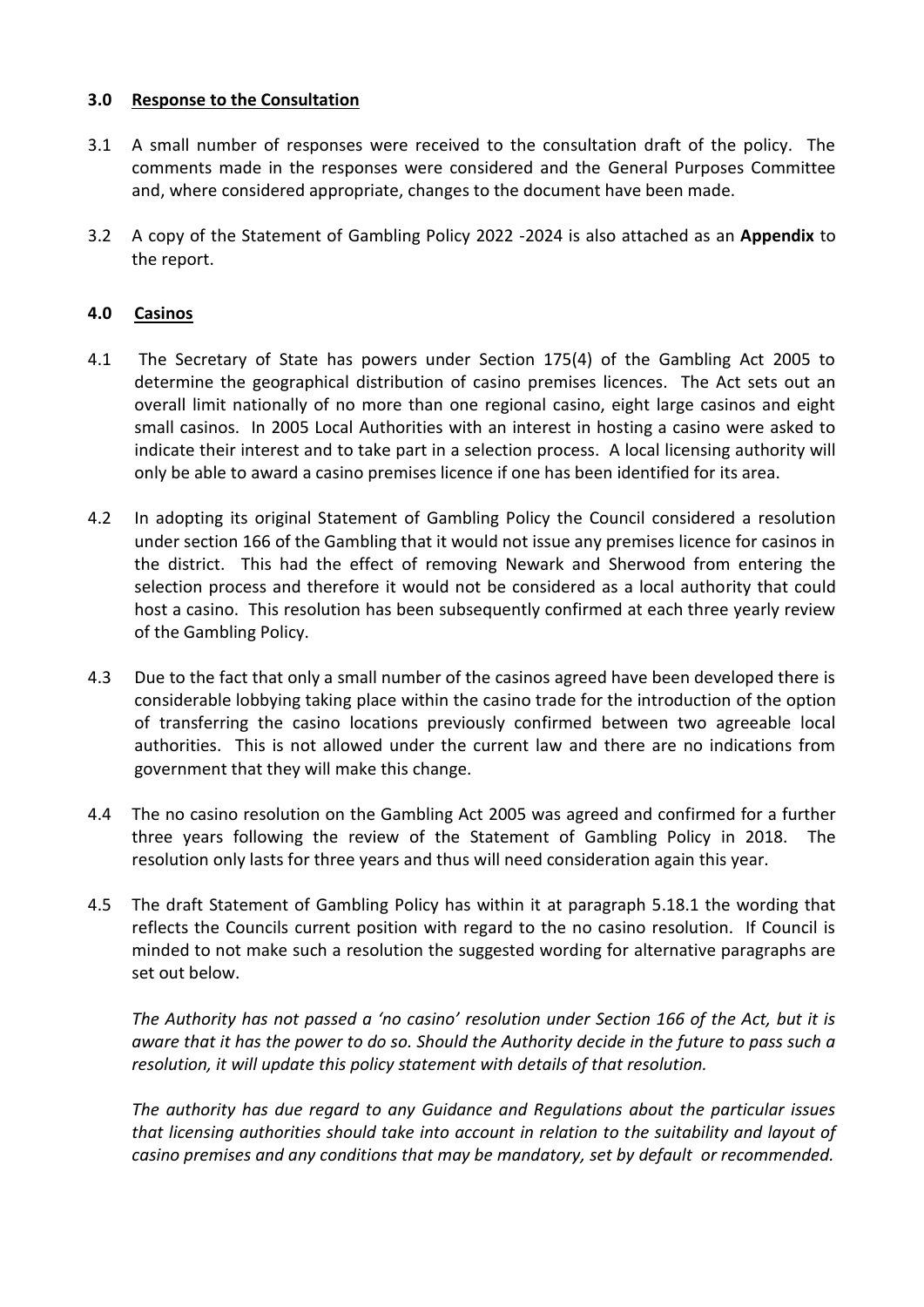## 3.0 Response to the Consultation

3.1 A small number of responses were received to the consultation draft of the policy. The comments made in the responses were considered and the General Purposes Committee and, where considered appropriate, changes to the document have been made.

3.2 A copy of the Statement of Gambling Policy 2022 -2024 is also attached as an **Appendix** to the report.

## 4.0 Casinos

4.1 The Secretary of State has powers under Section 175(4) of the Gambling Act 2005 to determine the geographical distribution of casino premises licences. The Act sets out an overall limit nationally of no more than one regional casino, eight large casinos and eight small casinos. In 2005 Local Authorities with an interest in hosting a casino were asked to indicate their interest and to take part in a selection process. A local licensing authority will only be able to award a casino premises licence if one has been identified for its area.

4.2 In adopting its original Statement of Gambling Policy the Council considered a resolution under section 166 of the Gambling that it would not issue any premises licence for casinos in the district. This had the effect of removing Newark and Sherwood from entering the selection process and therefore it would not be considered as a local authority that could host a casino. This resolution has been subsequently confirmed at each three yearly review of the Gambling Policy.

4.3 Due to the fact that only a small number of the casinos agreed have been developed there is considerable lobbying taking place within the casino trade for the introduction of the option of transferring the casino locations previously confirmed between two agreeable local authorities. This is not allowed under the current law and there are no indications from government that they will make this change.

4.4 The no casino resolution on the Gambling Act 2005 was agreed and confirmed for a further three years following the review of the Statement of Gambling Policy in 2018. The resolution only lasts for three years and thus will need consideration again this year.

4.5 The draft Statement of Gambling Policy has within it at paragraph 5.18.1 the wording that reflects the Councils current position with regard to the no casino resolution. If Council is minded to not make such a resolution the suggested wording for alternative paragraphs are set out below.

*The Authority has not passed a 'no casino' resolution under Section 166 of the Act, but it is aware that it has the power to do so. Should the Authority decide in the future to pass such a resolution, it will update this policy statement with details of that resolution.*

*The authority has due regard to any Guidance and Regulations about the particular issues that licensing authorities should take into account in relation to the suitability and layout of casino premises and any conditions that may be mandatory, set by default or recommended.*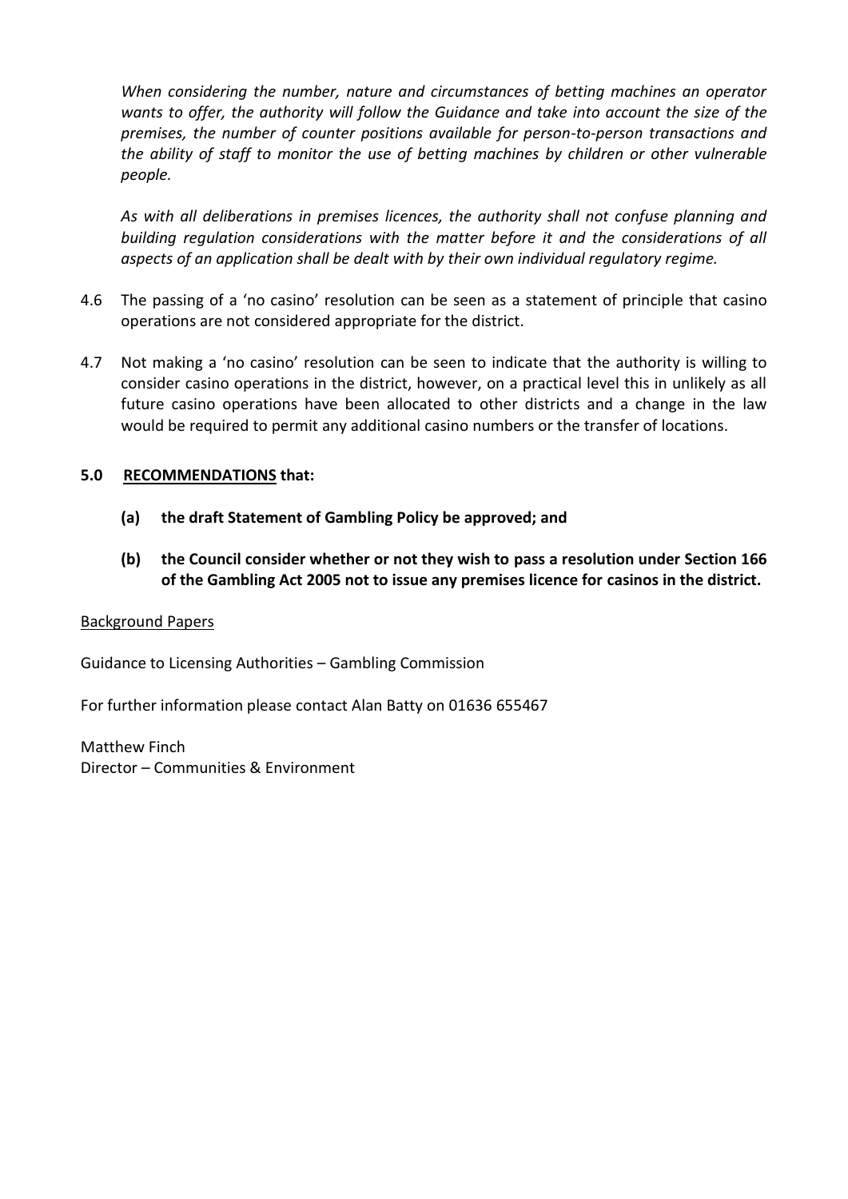*When considering the number, nature and circumstances of betting machines an operator wants to offer, the authority will follow the Guidance and take into account the size of the premises, the number of counter positions available for person-to-person transactions and the ability of staff to monitor the use of betting machines by children or other vulnerable people.*

*As with all deliberations in premises licences, the authority shall not confuse planning and building regulation considerations with the matter before it and the considerations of all aspects of an application shall be dealt with by their own individual regulatory regime.*

4.6 The passing of a 'no casino' resolution can be seen as a statement of principle that casino operations are not considered appropriate for the district.

4.7 Not making a 'no casino' resolution can be seen to indicate that the authority is willing to consider casino operations in the district, however, on a practical level this in unlikely as all future casino operations have been allocated to other districts and a change in the law would be required to permit any additional casino numbers or the transfer of locations.

## 5.0 RECOMMENDATIONS that:

**(a) the draft Statement of Gambling Policy be approved; and**

**(b) the Council consider whether or not they wish to pass a resolution under Section 166 of the Gambling Act 2005 not to issue any premises licence for casinos in the district.**

Background Papers

Guidance to Licensing Authorities – Gambling Commission

For further information please contact Alan Batty on 01636 655467

Matthew Finch
Director – Communities & Environment